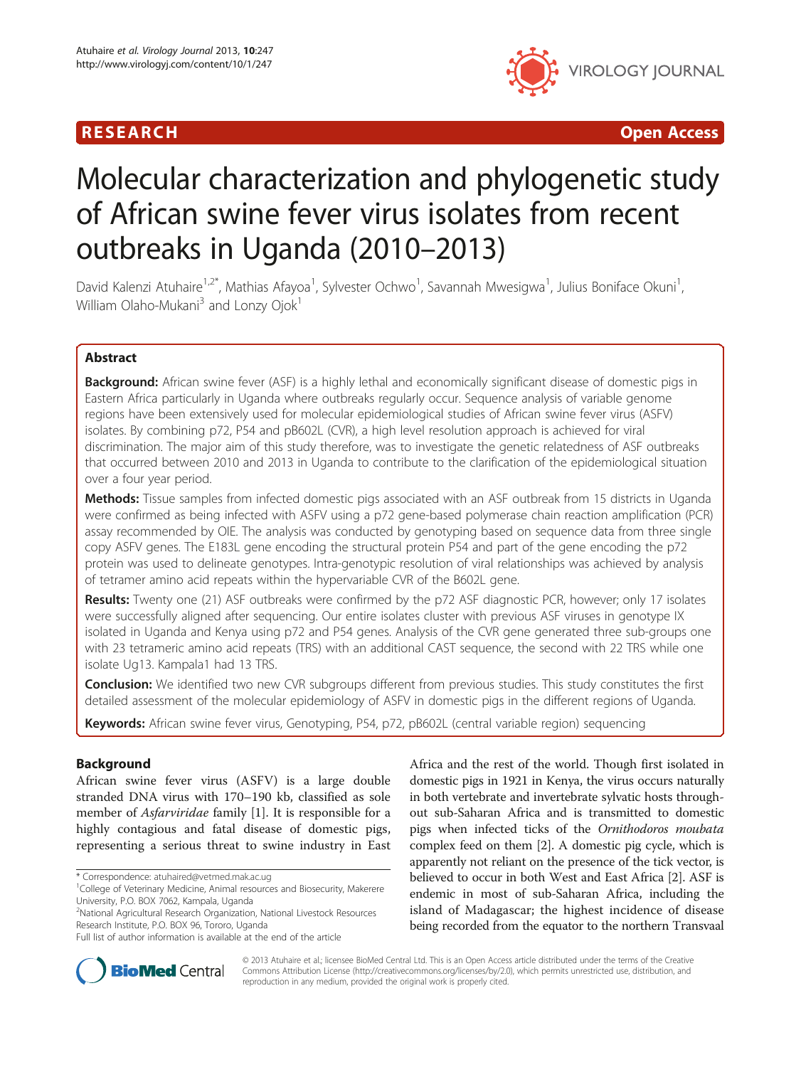RESEARCH Open Access

# Molecular characterization and phylogenetic study of African swine fever virus isolates from recent outbreaks in Uganda (2010–2013)

David Kalenzi Atuhaire[1,2*], Mathias Afayoa[1], Sylvester Ochwo[1], Savannah Mwesigwa[1], Julius Boniface Okuni[1], William Olaho-Mukani[3] and Lonzy Ojok[1]

## Abstract

**Background:** African swine fever (ASF) is a highly lethal and economically significant disease of domestic pigs in Eastern Africa particularly in Uganda where outbreaks regularly occur. Sequence analysis of variable genome regions have been extensively used for molecular epidemiological studies of African swine fever virus (ASFV) isolates. By combining p72, P54 and pB602L (CVR), a high level resolution approach is achieved for viral discrimination. The major aim of this study therefore, was to investigate the genetic relatedness of ASF outbreaks that occurred between 2010 and 2013 in Uganda to contribute to the clarification of the epidemiological situation over a four year period.

**Methods:** Tissue samples from infected domestic pigs associated with an ASF outbreak from 15 districts in Uganda were confirmed as being infected with ASFV using a p72 gene-based polymerase chain reaction amplification (PCR) assay recommended by OIE. The analysis was conducted by genotyping based on sequence data from three single copy ASFV genes. The E183L gene encoding the structural protein P54 and part of the gene encoding the p72 protein was used to delineate genotypes. Intra-genotypic resolution of viral relationships was achieved by analysis of tetramer amino acid repeats within the hypervariable CVR of the B602L gene.

**Results:** Twenty one (21) ASF outbreaks were confirmed by the p72 ASF diagnostic PCR, however; only 17 isolates were successfully aligned after sequencing. Our entire isolates cluster with previous ASF viruses in genotype IX isolated in Uganda and Kenya using p72 and P54 genes. Analysis of the CVR gene generated three sub-groups one with 23 tetrameric amino acid repeats (TRS) with an additional CAST sequence, the second with 22 TRS while one isolate Ug13. Kampala1 had 13 TRS.

**Conclusion:** We identified two new CVR subgroups different from previous studies. This study constitutes the first detailed assessment of the molecular epidemiology of ASFV in domestic pigs in the different regions of Uganda.

**Keywords:** African swine fever virus, Genotyping, P54, p72, pB602L (central variable region) sequencing

## Background

African swine fever virus (ASFV) is a large double stranded DNA virus with 170–190 kb, classified as sole member of *Asfarviridae* family [1]. It is responsible for a highly contagious and fatal disease of domestic pigs, representing a serious threat to swine industry in East Africa and the rest of the world. Though first isolated in domestic pigs in 1921 in Kenya, the virus occurs naturally in both vertebrate and invertebrate sylvatic hosts throughout sub-Saharan Africa and is transmitted to domestic pigs when infected ticks of the *Ornithodoros moubata* complex feed on them [2]. A domestic pig cycle, which is apparently not reliant on the presence of the tick vector, is believed to occur in both West and East Africa [2]. ASF is endemic in most of sub-Saharan Africa, including the island of Madagascar; the highest incidence of disease being recorded from the equator to the northern Transvaal

\* Correspondence: atuhaired@vetmed.mak.ac.ug
[1]College of Veterinary Medicine, Animal resources and Biosecurity, Makerere University, P.O. BOX 7062, Kampala, Uganda
[2]National Agricultural Research Organization, National Livestock Resources Research Institute, P.O. BOX 96, Tororo, Uganda
Full list of author information is available at the end of the article

© 2013 Atuhaire et al.; licensee BioMed Central Ltd. This is an Open Access article distributed under the terms of the Creative Commons Attribution License (http://creativecommons.org/licenses/by/2.0), which permits unrestricted use, distribution, and reproduction in any medium, provided the original work is properly cited.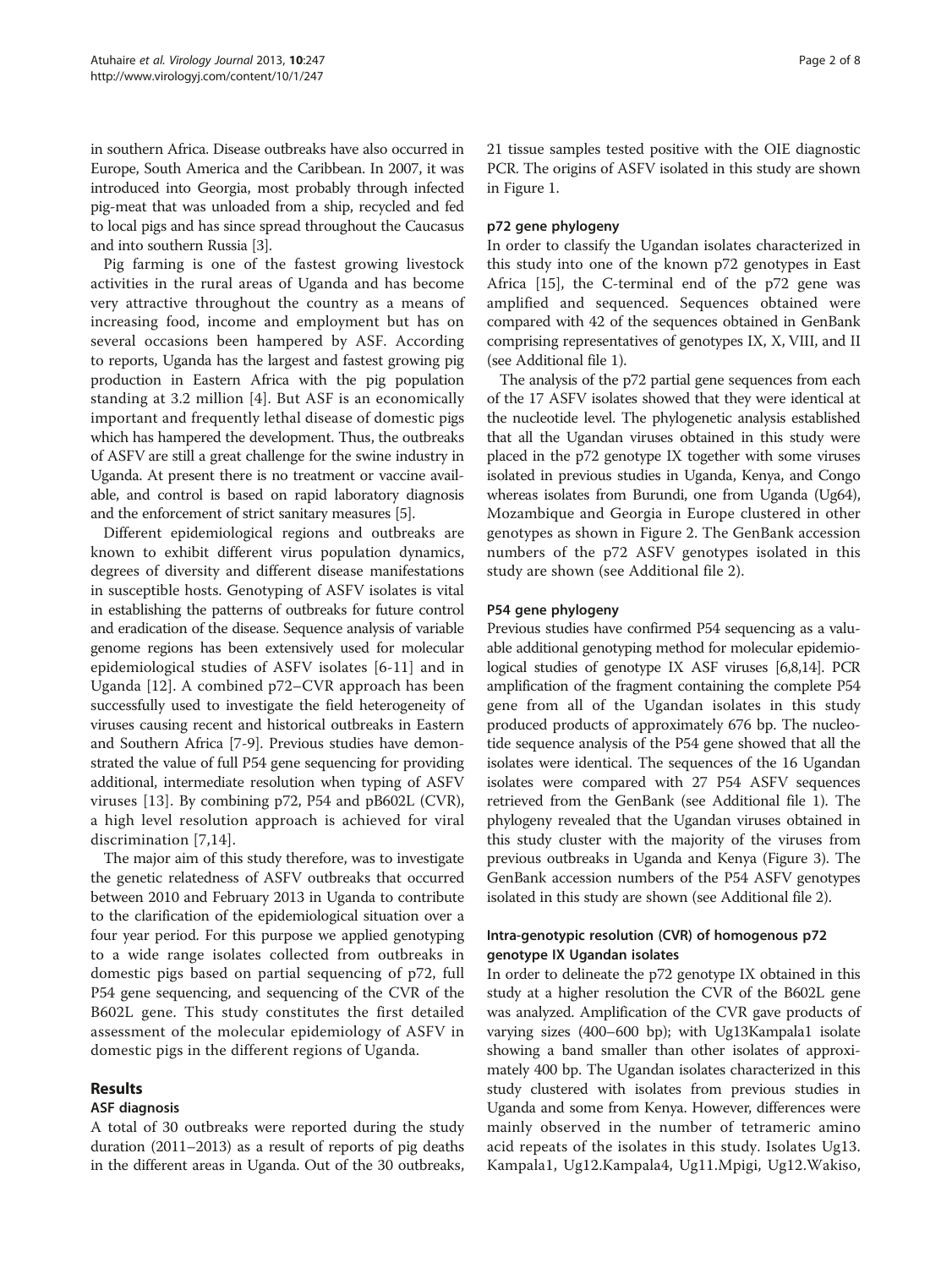in southern Africa. Disease outbreaks have also occurred in Europe, South America and the Caribbean. In 2007, it was introduced into Georgia, most probably through infected pig-meat that was unloaded from a ship, recycled and fed to local pigs and has since spread throughout the Caucasus and into southern Russia [3].

Pig farming is one of the fastest growing livestock activities in the rural areas of Uganda and has become very attractive throughout the country as a means of increasing food, income and employment but has on several occasions been hampered by ASF. According to reports, Uganda has the largest and fastest growing pig production in Eastern Africa with the pig population standing at 3.2 million [4]. But ASF is an economically important and frequently lethal disease of domestic pigs which has hampered the development. Thus, the outbreaks of ASFV are still a great challenge for the swine industry in Uganda. At present there is no treatment or vaccine available, and control is based on rapid laboratory diagnosis and the enforcement of strict sanitary measures [5].

Different epidemiological regions and outbreaks are known to exhibit different virus population dynamics, degrees of diversity and different disease manifestations in susceptible hosts. Genotyping of ASFV isolates is vital in establishing the patterns of outbreaks for future control and eradication of the disease. Sequence analysis of variable genome regions has been extensively used for molecular epidemiological studies of ASFV isolates [6-11] and in Uganda [12]. A combined p72–CVR approach has been successfully used to investigate the field heterogeneity of viruses causing recent and historical outbreaks in Eastern and Southern Africa [7-9]. Previous studies have demonstrated the value of full P54 gene sequencing for providing additional, intermediate resolution when typing of ASFV viruses [13]. By combining p72, P54 and pB602L (CVR), a high level resolution approach is achieved for viral discrimination [7,14].

The major aim of this study therefore, was to investigate the genetic relatedness of ASFV outbreaks that occurred between 2010 and February 2013 in Uganda to contribute to the clarification of the epidemiological situation over a four year period. For this purpose we applied genotyping to a wide range isolates collected from outbreaks in domestic pigs based on partial sequencing of p72, full P54 gene sequencing, and sequencing of the CVR of the B602L gene. This study constitutes the first detailed assessment of the molecular epidemiology of ASFV in domestic pigs in the different regions of Uganda.

## Results

### ASF diagnosis

A total of 30 outbreaks were reported during the study duration (2011–2013) as a result of reports of pig deaths in the different areas in Uganda. Out of the 30 outbreaks, 21 tissue samples tested positive with the OIE diagnostic PCR. The origins of ASFV isolated in this study are shown in Figure 1.

### p72 gene phylogeny

In order to classify the Ugandan isolates characterized in this study into one of the known p72 genotypes in East Africa [15], the C-terminal end of the p72 gene was amplified and sequenced. Sequences obtained were compared with 42 of the sequences obtained in GenBank comprising representatives of genotypes IX, X, VIII, and II (see Additional file 1).

The analysis of the p72 partial gene sequences from each of the 17 ASFV isolates showed that they were identical at the nucleotide level. The phylogenetic analysis established that all the Ugandan viruses obtained in this study were placed in the p72 genotype IX together with some viruses isolated in previous studies in Uganda, Kenya, and Congo whereas isolates from Burundi, one from Uganda (Ug64), Mozambique and Georgia in Europe clustered in other genotypes as shown in Figure 2. The GenBank accession numbers of the p72 ASFV genotypes isolated in this study are shown (see Additional file 2).

### P54 gene phylogeny

Previous studies have confirmed P54 sequencing as a valuable additional genotyping method for molecular epidemiological studies of genotype IX ASF viruses [6,8,14]. PCR amplification of the fragment containing the complete P54 gene from all of the Ugandan isolates in this study produced products of approximately 676 bp. The nucleotide sequence analysis of the P54 gene showed that all the isolates were identical. The sequences of the 16 Ugandan isolates were compared with 27 P54 ASFV sequences retrieved from the GenBank (see Additional file 1). The phylogeny revealed that the Ugandan viruses obtained in this study cluster with the majority of the viruses from previous outbreaks in Uganda and Kenya (Figure 3). The GenBank accession numbers of the P54 ASFV genotypes isolated in this study are shown (see Additional file 2).

### Intra-genotypic resolution (CVR) of homogenous p72 genotype IX Ugandan isolates

In order to delineate the p72 genotype IX obtained in this study at a higher resolution the CVR of the B602L gene was analyzed. Amplification of the CVR gave products of varying sizes (400–600 bp); with Ug13Kampala1 isolate showing a band smaller than other isolates of approximately 400 bp. The Ugandan isolates characterized in this study clustered with isolates from previous studies in Uganda and some from Kenya. However, differences were mainly observed in the number of tetrameric amino acid repeats of the isolates in this study. Isolates Ug13. Kampala1, Ug12.Kampala4, Ug11.Mpigi, Ug12.Wakiso,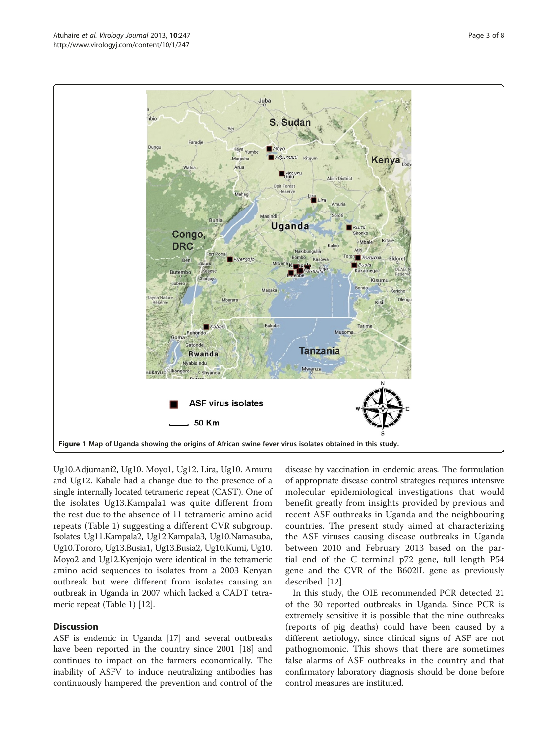Figure 1 Map of Uganda showing the origins of African swine fever virus isolates obtained in this study.

Ug10.Adjumani2, Ug10. Moyo1, Ug12. Lira, Ug10. Amuru and Ug12. Kabale had a change due to the presence of a single internally located tetrameric repeat (CAST). One of the isolates Ug13.Kampala1 was quite different from the rest due to the absence of 11 tetrameric amino acid repeats (Table 1) suggesting a different CVR subgroup. Isolates Ug11.Kampala2, Ug12.Kampala3, Ug10.Namasuba, Ug10.Tororo, Ug13.Busia1, Ug13.Busia2, Ug10.Kumi, Ug10. Moyo2 and Ug12.Kyenjojo were identical in the tetrameric amino acid sequences to isolates from a 2003 Kenyan outbreak but were different from isolates causing an outbreak in Uganda in 2007 which lacked a CADT tetrameric repeat (Table 1) [12].

## Discussion

ASF is endemic in Uganda [17] and several outbreaks have been reported in the country since 2001 [18] and continues to impact on the farmers economically. The inability of ASFV to induce neutralizing antibodies has continuously hampered the prevention and control of the disease by vaccination in endemic areas. The formulation of appropriate disease control strategies requires intensive molecular epidemiological investigations that would benefit greatly from insights provided by previous and recent ASF outbreaks in Uganda and the neighbouring countries. The present study aimed at characterizing the ASF viruses causing disease outbreaks in Uganda between 2010 and February 2013 based on the partial end of the C terminal p72 gene, full length P54 gene and the CVR of the B602lL gene as previously described [12].

In this study, the OIE recommended PCR detected 21 of the 30 reported outbreaks in Uganda. Since PCR is extremely sensitive it is possible that the nine outbreaks (reports of pig deaths) could have been caused by a different aetiology, since clinical signs of ASF are not pathognomonic. This shows that there are sometimes false alarms of ASF outbreaks in the country and that confirmatory laboratory diagnosis should be done before control measures are instituted.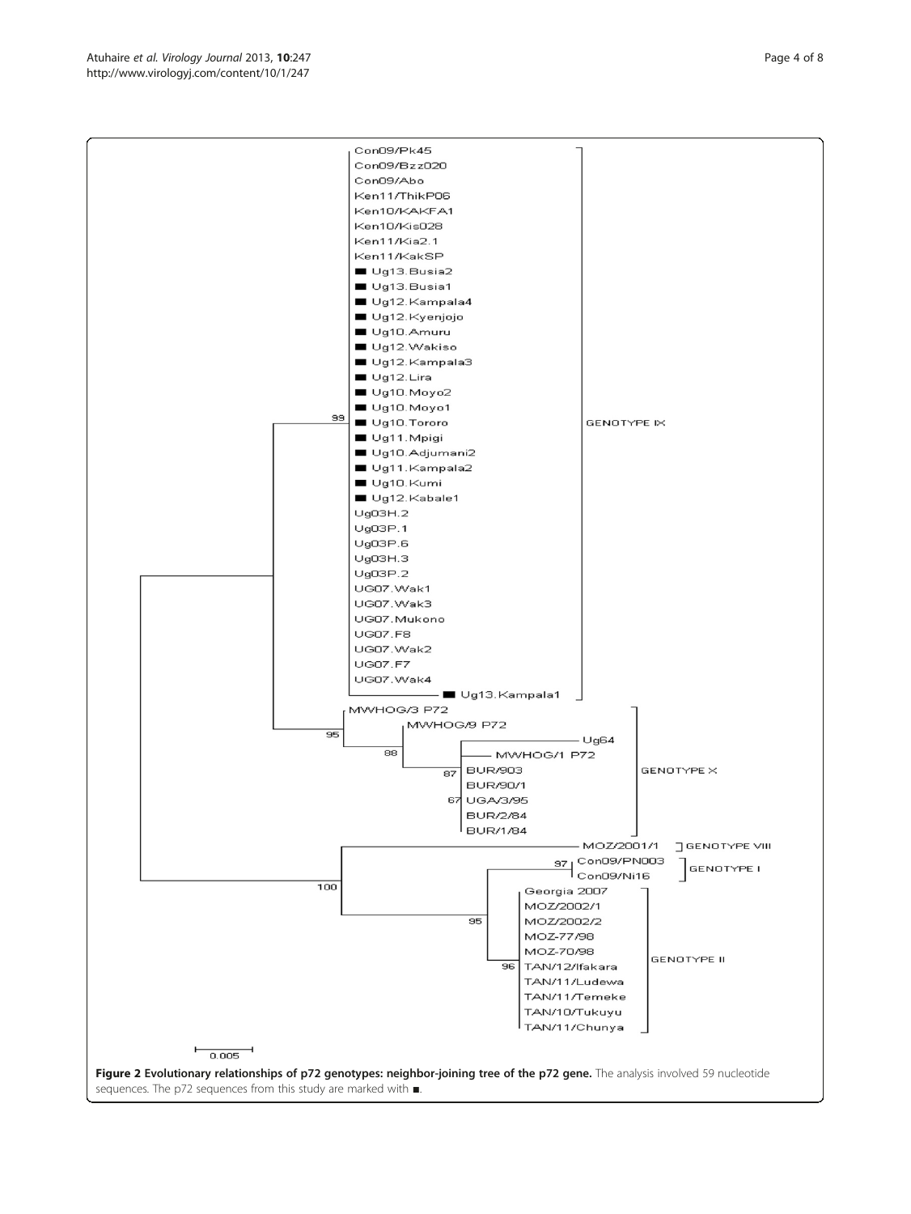**Figure 2 Evolutionary relationships of p72 genotypes: neighbor-joining tree of the p72 gene.** The analysis involved 59 nucleotide sequences. The p72 sequences from this study are marked with ■.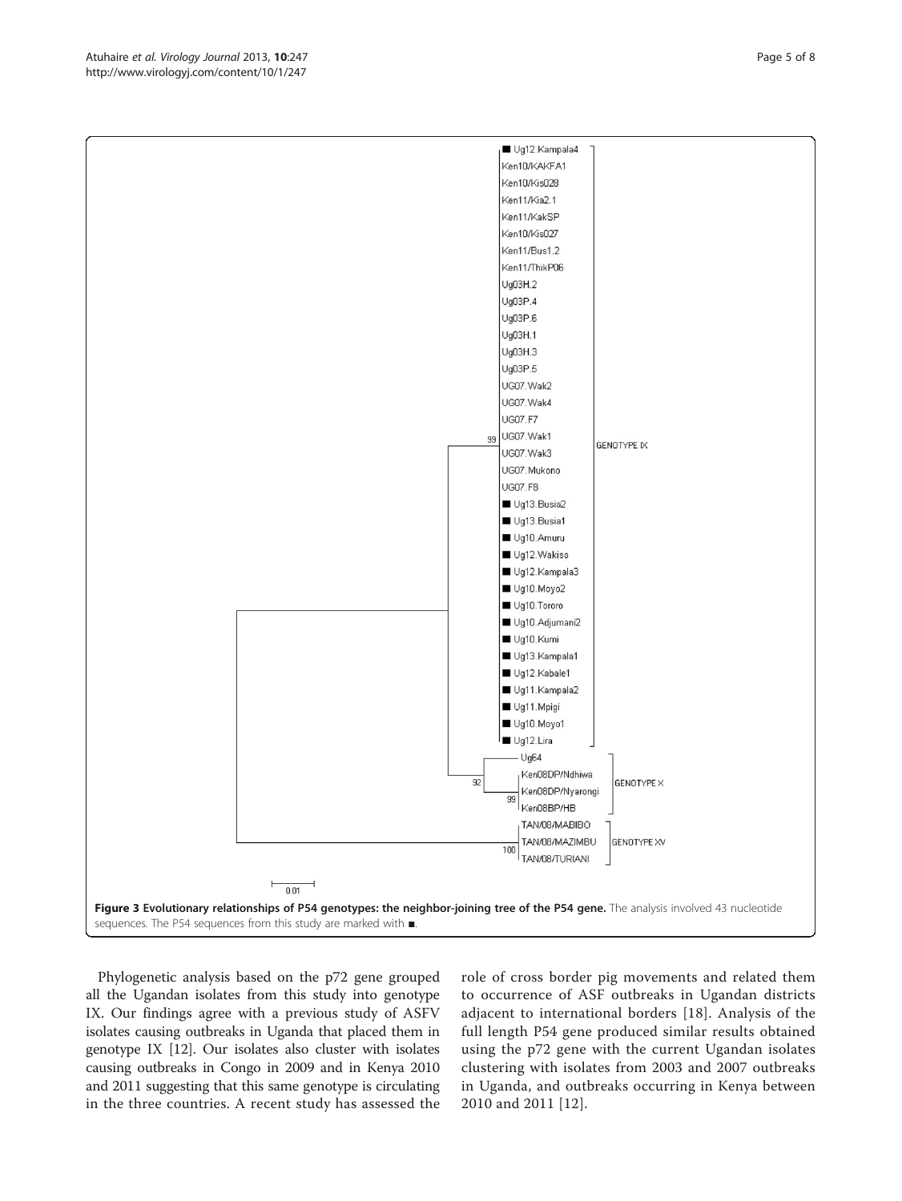**Figure 3 Evolutionary relationships of P54 genotypes: the neighbor-joining tree of the P54 gene.** The analysis involved 43 nucleotide sequences. The P54 sequences from this study are marked with ■.

Phylogenetic analysis based on the p72 gene grouped all the Ugandan isolates from this study into genotype IX. Our findings agree with a previous study of ASFV isolates causing outbreaks in Uganda that placed them in genotype IX [12]. Our isolates also cluster with isolates causing outbreaks in Congo in 2009 and in Kenya 2010 and 2011 suggesting that this same genotype is circulating in the three countries. A recent study has assessed the role of cross border pig movements and related them to occurrence of ASF outbreaks in Ugandan districts adjacent to international borders [18]. Analysis of the full length P54 gene produced similar results obtained using the p72 gene with the current Ugandan isolates clustering with isolates from 2003 and 2007 outbreaks in Uganda, and outbreaks occurring in Kenya between 2010 and 2011 [12].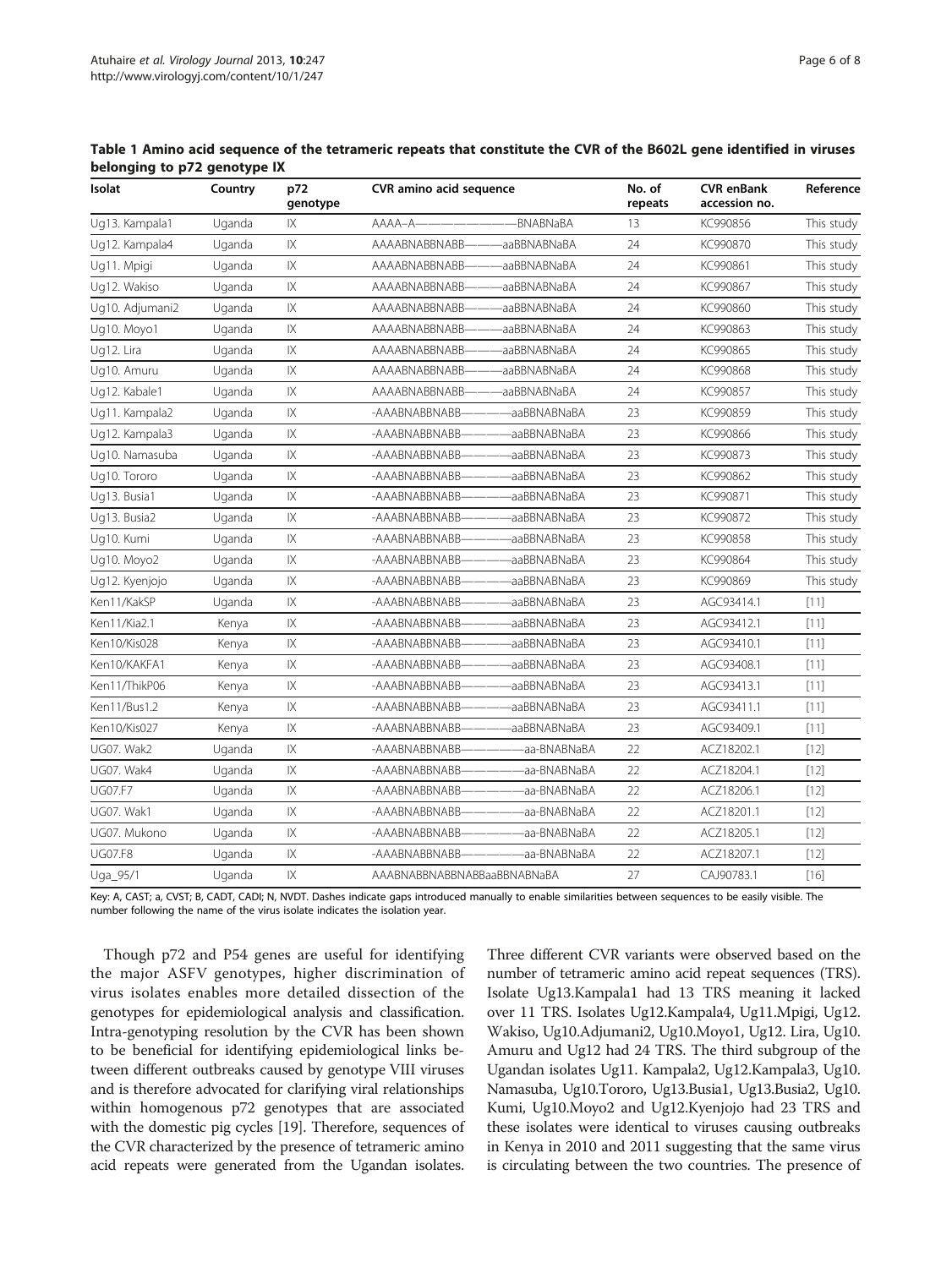**Table 1 Amino acid sequence of the tetrameric repeats that constitute the CVR of the B602L gene identified in viruses belonging to p72 genotype IX**

| Isolat | Country | p72 genotype | CVR amino acid sequence | No. of repeats | CVR enBank accession no. | Reference |
|---|---|---|---|---|---|---|
| Ug13. Kampala1 | Uganda | IX | AAAA–A———————————BNABNaBA | 13 | KC990856 | This study |
| Ug12. Kampala4 | Uganda | IX | AAAABNABBNABB———aaBBNABNaBA | 24 | KC990870 | This study |
| Ug11. Mpigi | Uganda | IX | AAAABNABBNABB———aaBBNABNaBA | 24 | KC990861 | This study |
| Ug12. Wakiso | Uganda | IX | AAAABNABBNABB———aaBBNABNaBA | 24 | KC990867 | This study |
| Ug10. Adjumani2 | Uganda | IX | AAAABNABBNABB———aaBBNABNaBA | 24 | KC990860 | This study |
| Ug10. Moyo1 | Uganda | IX | AAAABNABBNABB———aaBBNABNaBA | 24 | KC990863 | This study |
| Ug12. Lira | Uganda | IX | AAAABNABBNABB———aaBBNABNaBA | 24 | KC990865 | This study |
| Ug10. Amuru | Uganda | IX | AAAABNABBNABB———aaBBNABNaBA | 24 | KC990868 | This study |
| Ug12. Kabale1 | Uganda | IX | AAAABNABBNABB———aaBBNABNaBA | 24 | KC990857 | This study |
| Ug11. Kampala2 | Uganda | IX | -AAABNABBNABB————aaBBNABNaBA | 23 | KC990859 | This study |
| Ug12. Kampala3 | Uganda | IX | -AAABNABBNABB————aaBBNABNaBA | 23 | KC990866 | This study |
| Ug10. Namasuba | Uganda | IX | -AAABNABBNABB————aaBBNABNaBA | 23 | KC990873 | This study |
| Ug10. Tororo | Uganda | IX | -AAABNABBNABB————aaBBNABNaBA | 23 | KC990862 | This study |
| Ug13. Busia1 | Uganda | IX | -AAABNABBNABB————aaBBNABNaBA | 23 | KC990871 | This study |
| Ug13. Busia2 | Uganda | IX | -AAABNABBNABB————aaBBNABNaBA | 23 | KC990872 | This study |
| Ug10. Kumi | Uganda | IX | -AAABNABBNABB————aaBBNABNaBA | 23 | KC990858 | This study |
| Ug10. Moyo2 | Uganda | IX | -AAABNABBNABB————aaBBNABNaBA | 23 | KC990864 | This study |
| Ug12. Kyenjojo | Uganda | IX | -AAABNABBNABB————aaBBNABNaBA | 23 | KC990869 | This study |
| Ken11/KakSP | Uganda | IX | -AAABNABBNABB————aaBBNABNaBA | 23 | AGC93414.1 | [11] |
| Ken11/Kia2.1 | Kenya | IX | -AAABNABBNABB————aaBBNABNaBA | 23 | AGC93412.1 | [11] |
| Ken10/Kis028 | Kenya | IX | -AAABNABBNABB————aaBBNABNaBA | 23 | AGC93410.1 | [11] |
| Ken10/KAKFA1 | Kenya | IX | -AAABNABBNABB————aaBBNABNaBA | 23 | AGC93408.1 | [11] |
| Ken11/ThikP06 | Kenya | IX | -AAABNABBNABB————aaBBNABNaBA | 23 | AGC93413.1 | [11] |
| Ken11/Bus1.2 | Kenya | IX | -AAABNABBNABB————aaBBNABNaBA | 23 | AGC93411.1 | [11] |
| Ken10/Kis027 | Kenya | IX | -AAABNABBNABB————aaBBNABNaBA | 23 | AGC93409.1 | [11] |
| UG07. Wak2 | Uganda | IX | -AAABNABBNABB——————aa-BNABNaBA | 22 | ACZ18202.1 | [12] |
| UG07. Wak4 | Uganda | IX | -AAABNABBNABB——————aa-BNABNaBA | 22 | ACZ18204.1 | [12] |
| UG07.F7 | Uganda | IX | -AAABNABBNABB——————aa-BNABNaBA | 22 | ACZ18206.1 | [12] |
| UG07. Wak1 | Uganda | IX | -AAABNABBNABB——————aa-BNABNaBA | 22 | ACZ18201.1 | [12] |
| UG07. Mukono | Uganda | IX | -AAABNABBNABB——————aa-BNABNaBA | 22 | ACZ18205.1 | [12] |
| UG07.F8 | Uganda | IX | -AAABNABBNABB——————aa-BNABNaBA | 22 | ACZ18207.1 | [12] |
| Uga_95/1 | Uganda | IX | AAABNABBNABBNABBaaBBNABNaBA | 27 | CAJ90783.1 | [16] |

Key: A, CAST; a, CVST; B, CADT, CADI; N, NVDT. Dashes indicate gaps introduced manually to enable similarities between sequences to be easily visible. The number following the name of the virus isolate indicates the isolation year.

Though p72 and P54 genes are useful for identifying the major ASFV genotypes, higher discrimination of virus isolates enables more detailed dissection of the genotypes for epidemiological analysis and classification. Intra-genotyping resolution by the CVR has been shown to be beneficial for identifying epidemiological links between different outbreaks caused by genotype VIII viruses and is therefore advocated for clarifying viral relationships within homogenous p72 genotypes that are associated with the domestic pig cycles [19]. Therefore, sequences of the CVR characterized by the presence of tetrameric amino acid repeats were generated from the Ugandan isolates. Three different CVR variants were observed based on the number of tetrameric amino acid repeat sequences (TRS). Isolate Ug13.Kampala1 had 13 TRS meaning it lacked over 11 TRS. Isolates Ug12.Kampala4, Ug11.Mpigi, Ug12. Wakiso, Ug10.Adjumani2, Ug10.Moyo1, Ug12. Lira, Ug10. Amuru and Ug12 had 24 TRS. The third subgroup of the Ugandan isolates Ug11. Kampala2, Ug12.Kampala3, Ug10. Namasuba, Ug10.Tororo, Ug13.Busia1, Ug13.Busia2, Ug10. Kumi, Ug10.Moyo2 and Ug12.Kyenjojo had 23 TRS and these isolates were identical to viruses causing outbreaks in Kenya in 2010 and 2011 suggesting that the same virus is circulating between the two countries. The presence of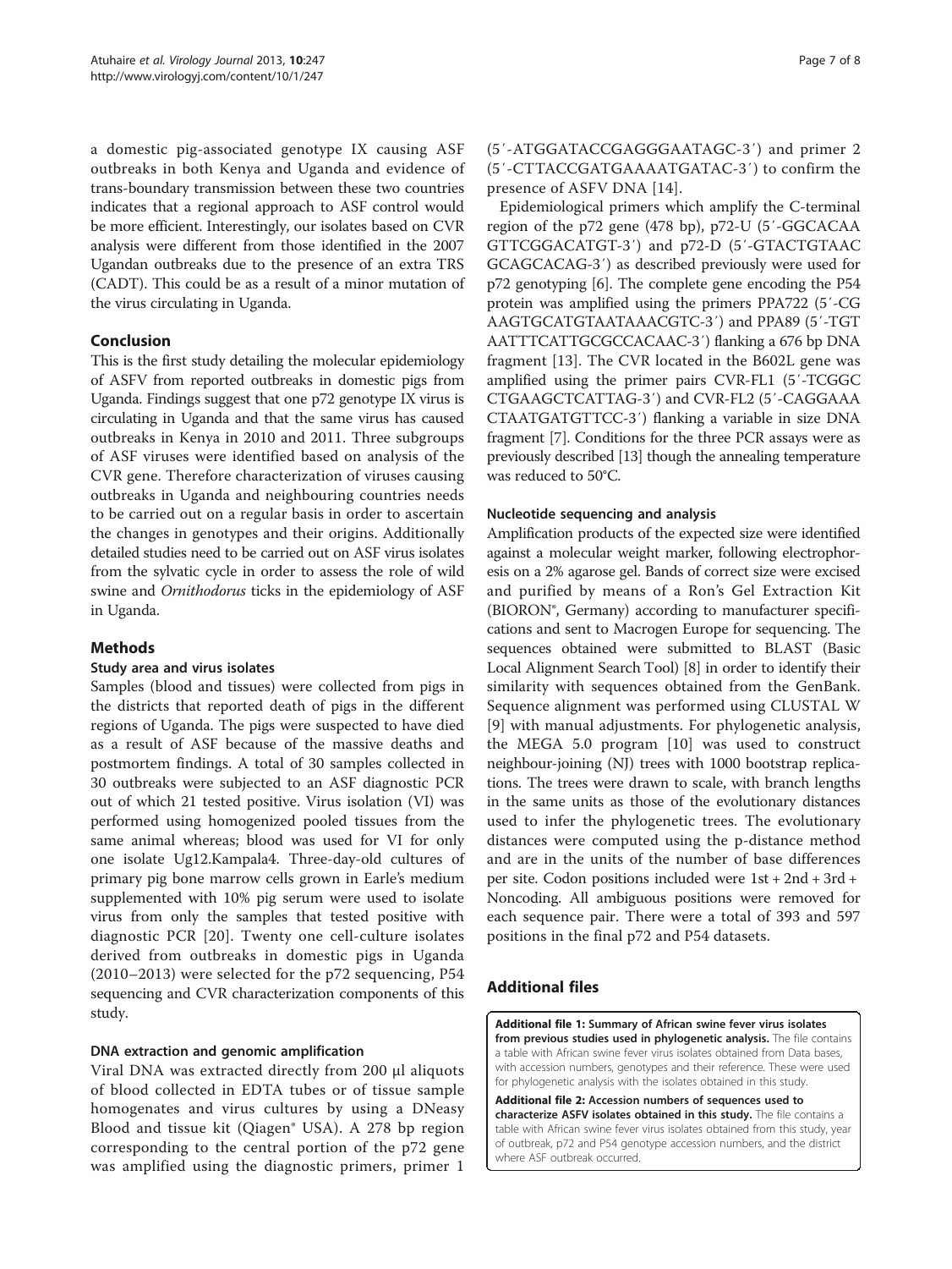a domestic pig-associated genotype IX causing ASF outbreaks in both Kenya and Uganda and evidence of trans-boundary transmission between these two countries indicates that a regional approach to ASF control would be more efficient. Interestingly, our isolates based on CVR analysis were different from those identified in the 2007 Ugandan outbreaks due to the presence of an extra TRS (CADT). This could be as a result of a minor mutation of the virus circulating in Uganda.

## Conclusion

This is the first study detailing the molecular epidemiology of ASFV from reported outbreaks in domestic pigs from Uganda. Findings suggest that one p72 genotype IX virus is circulating in Uganda and that the same virus has caused outbreaks in Kenya in 2010 and 2011. Three subgroups of ASF viruses were identified based on analysis of the CVR gene. Therefore characterization of viruses causing outbreaks in Uganda and neighbouring countries needs to be carried out on a regular basis in order to ascertain the changes in genotypes and their origins. Additionally detailed studies need to be carried out on ASF virus isolates from the sylvatic cycle in order to assess the role of wild swine and *Ornithodorus* ticks in the epidemiology of ASF in Uganda.

## Methods

### Study area and virus isolates

Samples (blood and tissues) were collected from pigs in the districts that reported death of pigs in the different regions of Uganda. The pigs were suspected to have died as a result of ASF because of the massive deaths and postmortem findings. A total of 30 samples collected in 30 outbreaks were subjected to an ASF diagnostic PCR out of which 21 tested positive. Virus isolation (VI) was performed using homogenized pooled tissues from the same animal whereas; blood was used for VI for only one isolate Ug12.Kampala4. Three-day-old cultures of primary pig bone marrow cells grown in Earle's medium supplemented with 10% pig serum were used to isolate virus from only the samples that tested positive with diagnostic PCR [20]. Twenty one cell-culture isolates derived from outbreaks in domestic pigs in Uganda (2010–2013) were selected for the p72 sequencing, P54 sequencing and CVR characterization components of this study.

### DNA extraction and genomic amplification

Viral DNA was extracted directly from 200 μl aliquots of blood collected in EDTA tubes or of tissue sample homogenates and virus cultures by using a DNeasy Blood and tissue kit (Qiagen® USA). A 278 bp region corresponding to the central portion of the p72 gene was amplified using the diagnostic primers, primer 1 (5′-ATGGATACCGAGGGAATAGC-3′) and primer 2 (5′-CTTACCGATGAAAATGATAC-3′) to confirm the presence of ASFV DNA [14].

Epidemiological primers which amplify the C-terminal region of the p72 gene (478 bp), p72-U (5′-GGCACAA GTTCGGACATGT-3′) and p72-D (5′-GTACTGTAAC GCAGCACAG-3′) as described previously were used for p72 genotyping [6]. The complete gene encoding the P54 protein was amplified using the primers PPA722 (5′-CG AAGTGCATGTAATAAACGTC-3′) and PPA89 (5′-TGT AATTTCATTGCGCCACAAC-3′) flanking a 676 bp DNA fragment [13]. The CVR located in the B602L gene was amplified using the primer pairs CVR-FL1 (5′-TCGGC CTGAAGCTCATTAG-3′) and CVR-FL2 (5′-CAGGAAA CTAATGATGTTCC-3′) flanking a variable in size DNA fragment [7]. Conditions for the three PCR assays were as previously described [13] though the annealing temperature was reduced to 50°C.

### Nucleotide sequencing and analysis

Amplification products of the expected size were identified against a molecular weight marker, following electrophoresis on a 2% agarose gel. Bands of correct size were excised and purified by means of a Ron's Gel Extraction Kit (BIORON®, Germany) according to manufacturer specifications and sent to Macrogen Europe for sequencing. The sequences obtained were submitted to BLAST (Basic Local Alignment Search Tool) [8] in order to identify their similarity with sequences obtained from the GenBank. Sequence alignment was performed using CLUSTAL W [9] with manual adjustments. For phylogenetic analysis, the MEGA 5.0 program [10] was used to construct neighbour-joining (NJ) trees with 1000 bootstrap replications. The trees were drawn to scale, with branch lengths in the same units as those of the evolutionary distances used to infer the phylogenetic trees. The evolutionary distances were computed using the p-distance method and are in the units of the number of base differences per site. Codon positions included were 1st + 2nd + 3rd + Noncoding. All ambiguous positions were removed for each sequence pair. There were a total of 393 and 597 positions in the final p72 and P54 datasets.

## Additional files

**Additional file 1: Summary of African swine fever virus isolates from previous studies used in phylogenetic analysis.** The file contains a table with African swine fever virus isolates obtained from Data bases, with accession numbers, genotypes and their reference. These were used for phylogenetic analysis with the isolates obtained in this study.

**Additional file 2: Accession numbers of sequences used to characterize ASFV isolates obtained in this study.** The file contains a table with African swine fever virus isolates obtained from this study, year of outbreak, p72 and P54 genotype accession numbers, and the district where ASF outbreak occurred.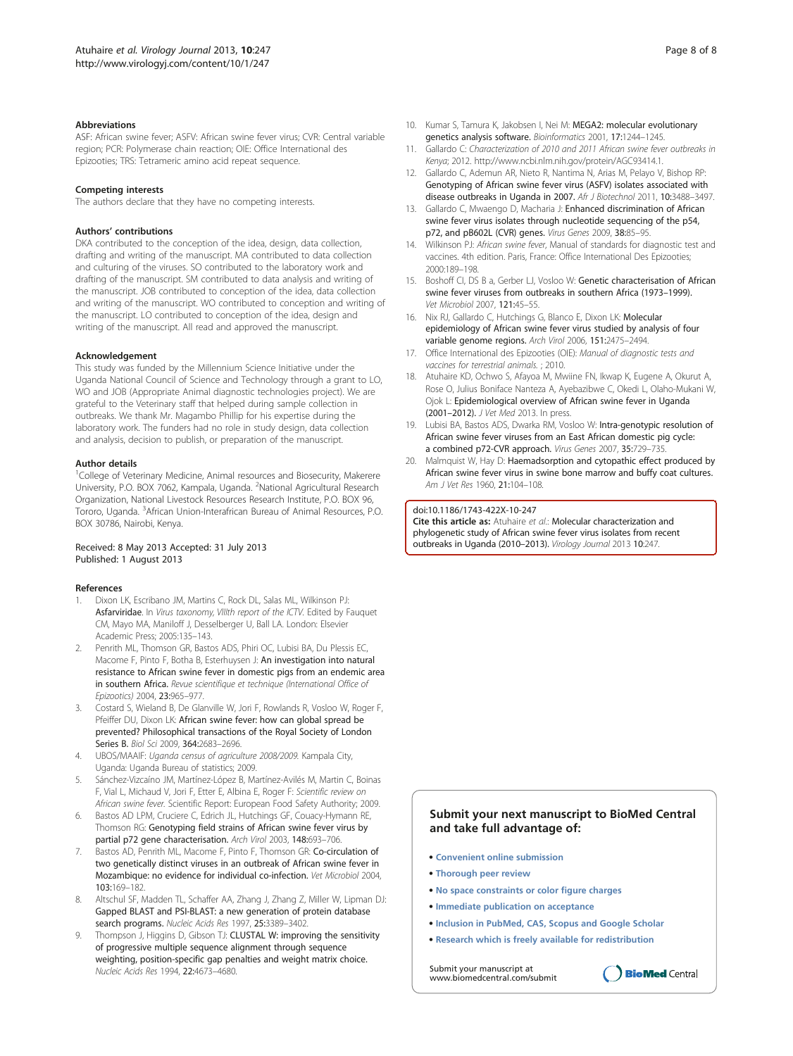### Abbreviations

ASF: African swine fever; ASFV: African swine fever virus; CVR: Central variable region; PCR: Polymerase chain reaction; OIE: Office International des Epizooties; TRS: Tetrameric amino acid repeat sequence.

### Competing interests

The authors declare that they have no competing interests.

### Authors' contributions

DKA contributed to the conception of the idea, design, data collection, drafting and writing of the manuscript. MA contributed to data collection and culturing of the viruses. SO contributed to the laboratory work and drafting of the manuscript. SM contributed to data analysis and writing of the manuscript. JOB contributed to conception of the idea, data collection and writing of the manuscript. WO contributed to conception and writing of the manuscript. LO contributed to conception of the idea, design and writing of the manuscript. All read and approved the manuscript.

### Acknowledgement

This study was funded by the Millennium Science Initiative under the Uganda National Council of Science and Technology through a grant to LO, WO and JOB (Appropriate Animal diagnostic technologies project). We are grateful to the Veterinary staff that helped during sample collection in outbreaks. We thank Mr. Magambo Phillip for his expertise during the laboratory work. The funders had no role in study design, data collection and analysis, decision to publish, or preparation of the manuscript.

### Author details

[1]College of Veterinary Medicine, Animal resources and Biosecurity, Makerere University, P.O. BOX 7062, Kampala, Uganda. [2]National Agricultural Research Organization, National Livestock Resources Research Institute, P.O. BOX 96, Tororo, Uganda. [3]African Union-Interafrican Bureau of Animal Resources, P.O. BOX 30786, Nairobi, Kenya.

Received: 8 May 2013 Accepted: 31 July 2013
Published: 1 August 2013

### References

1. Dixon LK, Escribano JM, Martins C, Rock DL, Salas ML, Wilkinson PJ: **Asfarviridae.** In *Virus taxonomy, VIIIth report of the ICTV.* Edited by Fauquet CM, Mayo MA, Maniloff J, Desselberger U, Ball LA. London: Elsevier Academic Press; 2005:135–143.
2. Penrith ML, Thomson GR, Bastos ADS, Phiri OC, Lubisi BA, Du Plessis EC, Macome F, Pinto F, Botha B, Esterhuysen J: **An investigation into natural resistance to African swine fever in domestic pigs from an endemic area in southern Africa.** *Revue scientifique et technique (International Office of Epizootics)* 2004, **23:**965–977.
3. Costard S, Wieland B, De Glanville W, Jori F, Rowlands R, Vosloo W, Roger F, Pfeiffer DU, Dixon LK: **African swine fever: how can global spread be prevented? Philosophical transactions of the Royal Society of London Series B.** *Biol Sci* 2009, **364:**2683–2696.
4. UBOS/MAAIF: *Uganda census of agriculture 2008/2009.* Kampala City, Uganda: Uganda Bureau of statistics; 2009.
5. Sánchez-Vizcaíno JM, Martínez-López B, Martínez-Avilés M, Martin C, Boinas F, Vial L, Michaud V, Jori F, Etter E, Albina E, Roger F: *Scientific review on African swine fever.* Scientific Report: European Food Safety Authority; 2009.
6. Bastos AD LPM, Cruciere C, Edrich JL, Hutchings GF, Couacy-Hymann RE, Thomson RG: **Genotyping field strains of African swine fever virus by partial p72 gene characterisation.** *Arch Virol* 2003, **148:**693–706.
7. Bastos AD, Penrith ML, Macome F, Pinto F, Thomson GR: **Co-circulation of two genetically distinct viruses in an outbreak of African swine fever in Mozambique: no evidence for individual co-infection.** *Vet Microbiol* 2004, **103:**169–182.
8. Altschul SF, Madden TL, Schaffer AA, Zhang J, Zhang Z, Miller W, Lipman DJ: **Gapped BLAST and PSI-BLAST: a new generation of protein database search programs.** *Nucleic Acids Res* 1997, **25:**3389–3402.
9. Thompson J, Higgins D, Gibson TJ: **CLUSTAL W: improving the sensitivity of progressive multiple sequence alignment through sequence weighting, position-specific gap penalties and weight matrix choice.** *Nucleic Acids Res* 1994, **22:**4673–4680.
10. Kumar S, Tamura K, Jakobsen I, Nei M: **MEGA2: molecular evolutionary genetics analysis software.** *Bioinformatics* 2001, **17:**1244–1245.
11. Gallardo C: *Characterization of 2010 and 2011 African swine fever outbreaks in Kenya*; 2012. http://www.ncbi.nlm.nih.gov/protein/AGC93414.1.
12. Gallardo C, Ademun AR, Nieto R, Nantima N, Arias M, Pelayo V, Bishop RP: **Genotyping of African swine fever virus (ASFV) isolates associated with disease outbreaks in Uganda in 2007.** *Afr J Biotechnol* 2011, **10:**3488–3497.
13. Gallardo C, Mwaengo D, Macharia J: **Enhanced discrimination of African swine fever virus isolates through nucleotide sequencing of the p54, p72, and pB602L (CVR) genes.** *Virus Genes* 2009, **38:**85–95.
14. Wilkinson PJ: *African swine fever*, Manual of standards for diagnostic test and vaccines. 4th edition. Paris, France: Office International Des Epizooties; 2000:189–198.
15. Boshoff CI, DS B a, Gerber LJ, Vosloo W: **Genetic characterisation of African swine fever viruses from outbreaks in southern Africa (1973–1999).** *Vet Microbiol* 2007, **121:**45–55.
16. Nix RJ, Gallardo C, Hutchings G, Blanco E, Dixon LK: **Molecular epidemiology of African swine fever virus studied by analysis of four variable genome regions.** *Arch Virol* 2006, **151:**2475–2494.
17. Office International des Epizooties (OIE): *Manual of diagnostic tests and vaccines for terrestrial animals.* ; 2010.
18. Atuhaire KD, Ochwo S, Afayoa M, Mwiine FN, Ikwap K, Eugene A, Okurut A, Rose O, Julius Boniface Nanteza A, Ayebazibwe C, Okedi L, Olaho-Mukani W, Ojok L: **Epidemiological overview of African swine fever in Uganda (2001–2012).** *J Vet Med* 2013. In press.
19. Lubisi BA, Bastos ADS, Dwarka RM, Vosloo W: **Intra-genotypic resolution of African swine fever viruses from an East African domestic pig cycle: a combined p72-CVR approach.** *Virus Genes* 2007, **35:**729–735.
20. Malmquist W, Hay D: **Haemadsorption and cytopathic effect produced by African swine fever virus in swine bone marrow and buffy coat cultures.** *Am J Vet Res* 1960, **21:**104–108.

doi:10.1186/1743-422X-10-247
**Cite this article as:** Atuhaire *et al.*: Molecular characterization and phylogenetic study of African swine fever virus isolates from recent outbreaks in Uganda (2010–2013). *Virology Journal* 2013 **10**:247.